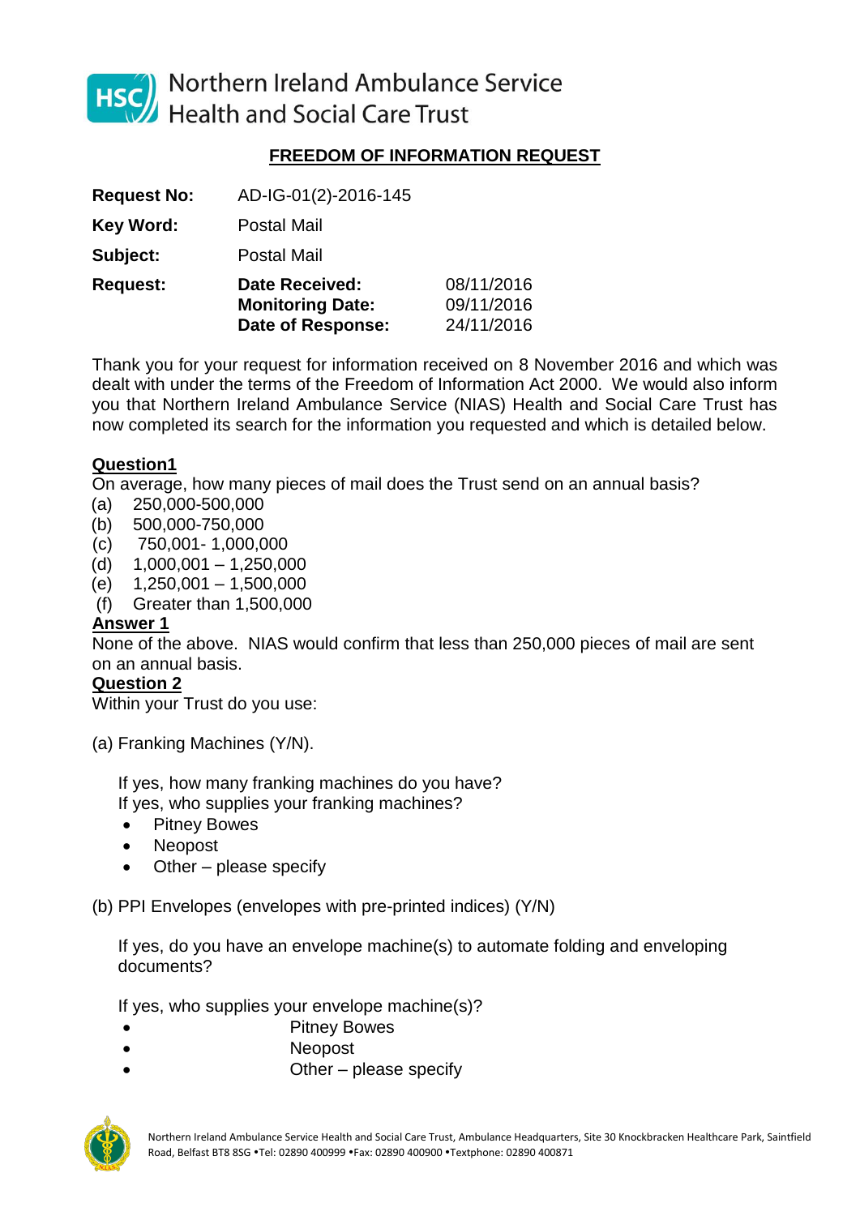Northern Ireland Ambulance Service
Health and Social Care Trust

## FREEDOM OF INFORMATION REQUEST

| | | |
|---|---|---|
| **Request No:** | AD-IG-01(2)-2016-145 | |
| **Key Word:** | Postal Mail | |
| **Subject:** | Postal Mail | |
| **Request:** | **Date Received:** | 08/11/2016 |
| | **Monitoring Date:** | 09/11/2016 |
| | **Date of Response:** | 24/11/2016 |

Thank you for your request for information received on 8 November 2016 and which was dealt with under the terms of the Freedom of Information Act 2000. We would also inform you that Northern Ireland Ambulance Service (NIAS) Health and Social Care Trust has now completed its search for the information you requested and which is detailed below.

**Question1**

On average, how many pieces of mail does the Trust send on an annual basis?

(a) 250,000-500,000
(b) 500,000-750,000
(c) 750,001- 1,000,000
(d) 1,000,001 – 1,250,000
(e) 1,250,001 – 1,500,000
(f) Greater than 1,500,000

**Answer 1**

None of the above. NIAS would confirm that less than 250,000 pieces of mail are sent on an annual basis.

**Question 2**

Within your Trust do you use:

(a) Franking Machines (Y/N).

If yes, how many franking machines do you have?
If yes, who supplies your franking machines?

- Pitney Bowes
- Neopost
- Other – please specify

(b) PPI Envelopes (envelopes with pre-printed indices) (Y/N)

If yes, do you have an envelope machine(s) to automate folding and enveloping documents?

If yes, who supplies your envelope machine(s)?

- Pitney Bowes
- Neopost
- Other – please specify

Northern Ireland Ambulance Service Health and Social Care Trust, Ambulance Headquarters, Site 30 Knockbracken Healthcare Park, Saintfield Road, Belfast BT8 8SG •Tel: 02890 400999 •Fax: 02890 400900 •Textphone: 02890 400871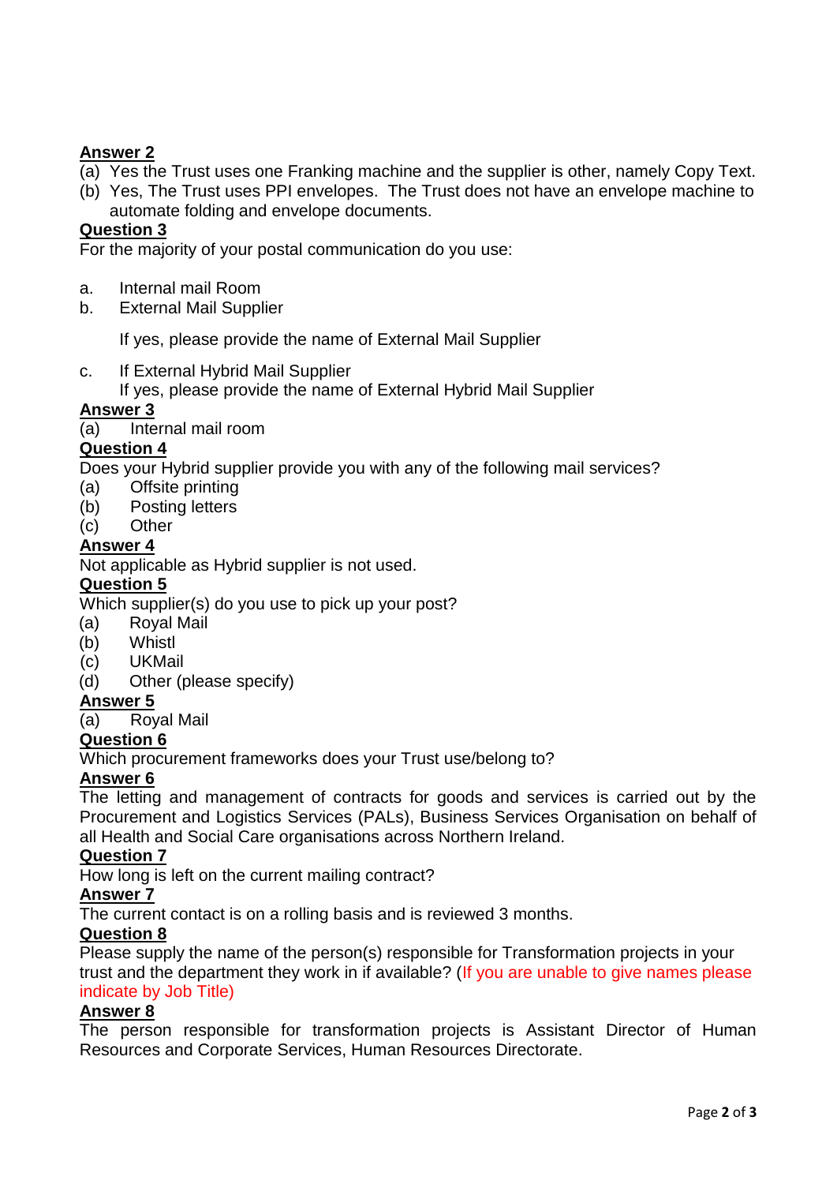**Answer 2**

(a) Yes the Trust uses one Franking machine and the supplier is other, namely Copy Text.
(b) Yes, The Trust uses PPI envelopes.  The Trust does not have an envelope machine to automate folding and envelope documents.

**Question 3**

For the majority of your postal communication do you use:

a. Internal mail Room
b. External Mail Supplier

   If yes, please provide the name of External Mail Supplier

c. If External Hybrid Mail Supplier
   If yes, please provide the name of External Hybrid Mail Supplier

**Answer 3**

(a) Internal mail room

**Question 4**

Does your Hybrid supplier provide you with any of the following mail services?
(a) Offsite printing
(b) Posting letters
(c) Other

**Answer 4**

Not applicable as Hybrid supplier is not used.

**Question 5**

Which supplier(s) do you use to pick up your post?
(a) Royal Mail
(b) Whistl
(c) UKMail
(d) Other (please specify)

**Answer 5**

(a) Royal Mail

**Question 6**

Which procurement frameworks does your Trust use/belong to?

**Answer 6**

The letting and management of contracts for goods and services is carried out by the Procurement and Logistics Services (PALs), Business Services Organisation on behalf of all Health and Social Care organisations across Northern Ireland.

**Question 7**

How long is left on the current mailing contract?

**Answer 7**

The current contact is on a rolling basis and is reviewed 3 months.

**Question 8**

Please supply the name of the person(s) responsible for Transformation projects in your trust and the department they work in if available? (If you are unable to give names please indicate by Job Title)

**Answer 8**

The person responsible for transformation projects is Assistant Director of Human Resources and Corporate Services, Human Resources Directorate.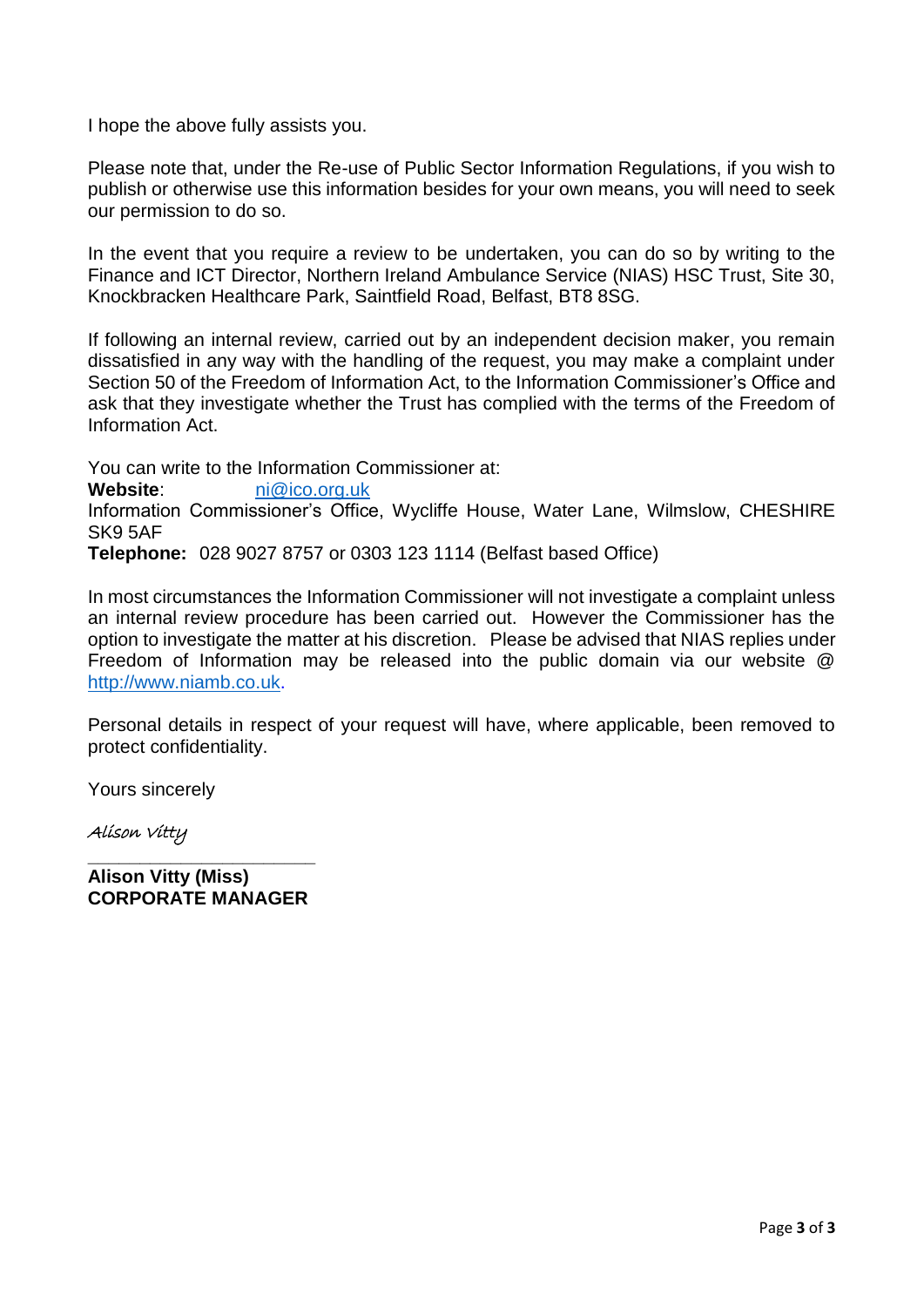I hope the above fully assists you.

Please note that, under the Re-use of Public Sector Information Regulations, if you wish to publish or otherwise use this information besides for your own means, you will need to seek our permission to do so.

In the event that you require a review to be undertaken, you can do so by writing to the Finance and ICT Director, Northern Ireland Ambulance Service (NIAS) HSC Trust, Site 30, Knockbracken Healthcare Park, Saintfield Road, Belfast, BT8 8SG.

If following an internal review, carried out by an independent decision maker, you remain dissatisfied in any way with the handling of the request, you may make a complaint under Section 50 of the Freedom of Information Act, to the Information Commissioner's Office and ask that they investigate whether the Trust has complied with the terms of the Freedom of Information Act.

You can write to the Information Commissioner at:
**Website**: ni@ico.org.uk
Information Commissioner's Office, Wycliffe House, Water Lane, Wilmslow, CHESHIRE SK9 5AF
**Telephone:** 028 9027 8757 or 0303 123 1114 (Belfast based Office)

In most circumstances the Information Commissioner will not investigate a complaint unless an internal review procedure has been carried out. However the Commissioner has the option to investigate the matter at his discretion. Please be advised that NIAS replies under Freedom of Information may be released into the public domain via our website @ http://www.niamb.co.uk.

Personal details in respect of your request will have, where applicable, been removed to protect confidentiality.

Yours sincerely

*Alison Vitty*

**Alison Vitty (Miss)**
**CORPORATE MANAGER**